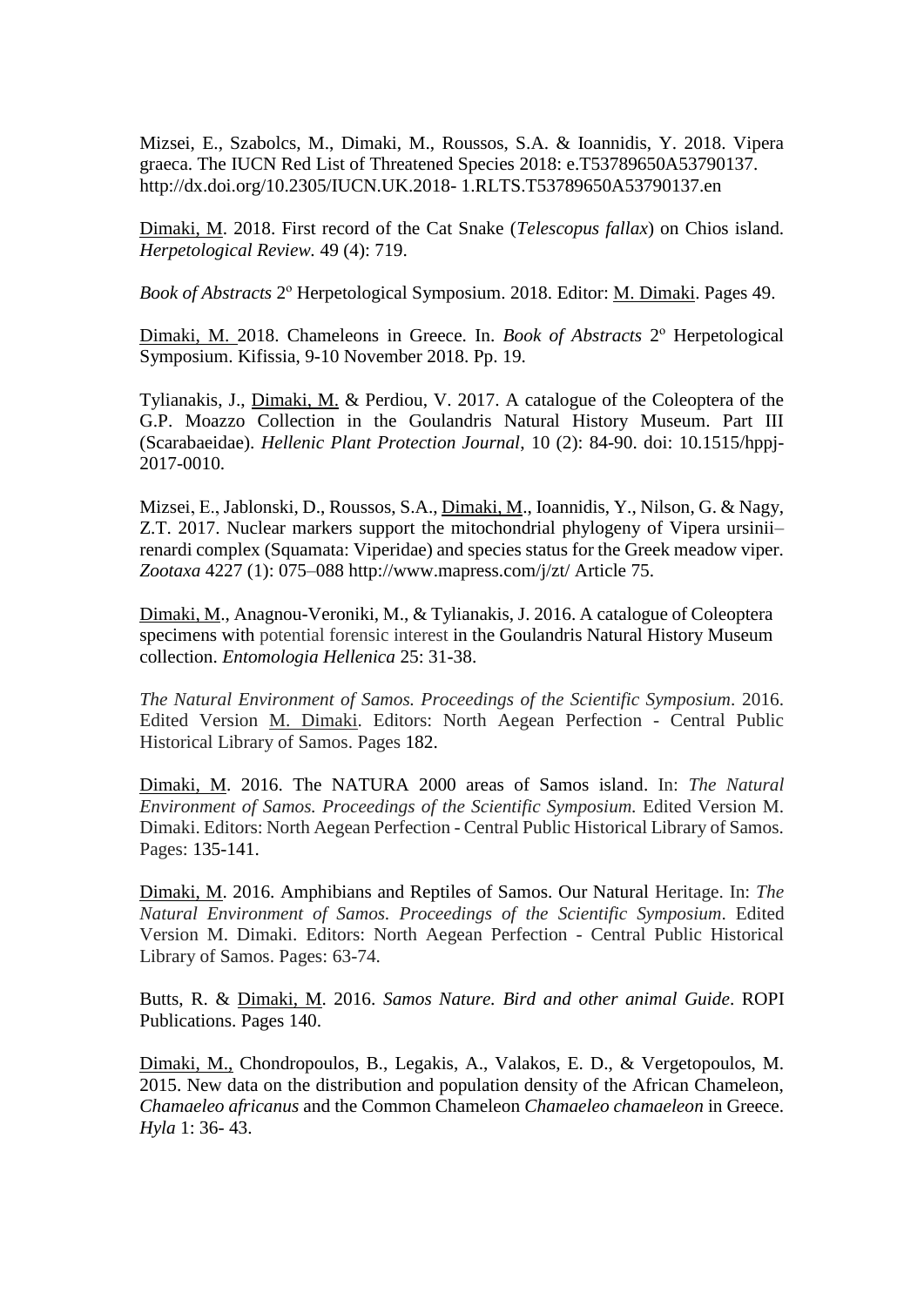Mizsei, E., Szabolcs, M., Dimaki, M., Roussos, S.A. & Ioannidis, Y. 2018. Vipera graeca. The IUCN Red List of Threatened Species 2018: e.T53789650A53790137. http://dx.doi.org/10.2305/IUCN.UK.2018- 1.RLTS.T53789650A53790137.en

Dimaki, M. 2018. First record of the Cat Snake (*Telescopus fallax*) on Chios island. *Herpetological Review.* 49 (4): 719.

*Book of Abstracts* 2º Herpetological Symposium. 2018. Editor: M. Dimaki. Pages 49.

Dimaki, M. 2018. Chameleons in Greece. In. *Book of Abstracts* 2º Herpetological Symposium. Kifissia, 9-10 November 2018. Pp. 19.

Tylianakis, J., Dimaki, M. & Perdiou, V. 2017. A catalogue of the Coleoptera of the G.P. Moazzo Collection in the Goulandris Natural History Museum. Part III (Scarabaeidae). *Hellenic Plant Protection Journal*, 10 (2): 84-90. doi: 10.1515/hppj-2017-0010.

Mizsei, E., Jablonski, D., Roussos, S.A., Dimaki, M., Ioannidis, Y., Nilson, G. & Nagy, Z.T. 2017. Nuclear markers support the mitochondrial phylogeny of Vipera ursinii–renardi complex (Squamata: Viperidae) and species status for the Greek meadow viper. *Zootaxa* 4227 (1): 075–088 http://www.mapress.com/j/zt/ Article 75.

Dimaki, M., Anagnou-Veroniki, M., & Tylianakis, J. 2016. A catalogue of Coleoptera specimens with potential forensic interest in the Goulandris Natural History Museum collection. *Entomologia Hellenica* 25: 31-38.

*The Natural Environment of Samos. Proceedings of the Scientific Symposium*. 2016. Edited Version M. Dimaki. Editors: North Aegean Perfection - Central Public Historical Library of Samos. Pages 182.

Dimaki, M. 2016. The NATURA 2000 areas of Samos island. In: *The Natural Environment of Samos. Proceedings of the Scientific Symposium.* Edited Version M. Dimaki. Editors: North Aegean Perfection - Central Public Historical Library of Samos. Pages: 135-141.

Dimaki, M. 2016. Amphibians and Reptiles of Samos. Our Natural Heritage. In: *The Natural Environment of Samos. Proceedings of the Scientific Symposium*. Edited Version M. Dimaki. Editors: North Aegean Perfection - Central Public Historical Library of Samos. Pages: 63-74.

Butts, R. & Dimaki, M. 2016. *Samos Nature. Bird and other animal Guide*. ROPI Publications. Pages 140.

Dimaki, M., Chondropoulos, B., Legakis, A., Valakos, E. D., & Vergetopoulos, M. 2015. New data on the distribution and population density of the African Chameleon, *Chamaeleo africanus* and the Common Chameleon *Chamaeleo chamaeleon* in Greece. *Hyla* 1: 36- 43.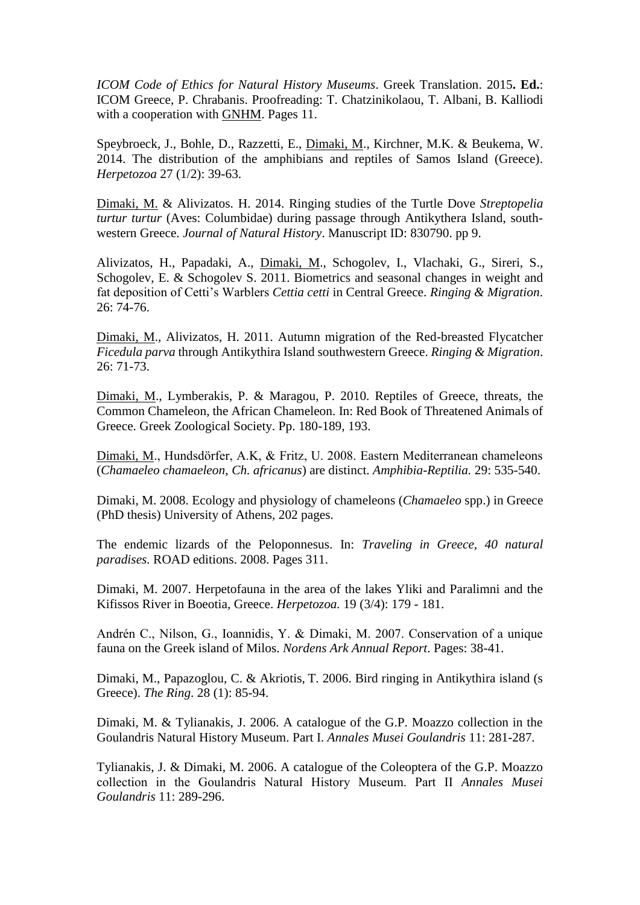*ICOM Code of Ethics for Natural History Museums*. Greek Translation. 2015**. Ed.**: ICOM Greece, P. Chrabanis. Proofreading: T. Chatzinikolaou, T. Albani, B. Kalliodi with a cooperation with <u>GNHM</u>. Pages 11.

Speybroeck, J., Bohle, D., Razzetti, E., <u>Dimaki, M</u>., Kirchner, M.K. & Beukema, W. 2014. The distribution of the amphibians and reptiles of Samos Island (Greece). *Herpetozoa* 27 (1/2): 39-63.

<u>Dimaki, M.</u> & Alivizatos. H. 2014. Ringing studies of the Turtle Dove *Streptopelia turtur turtur* (Aves: Columbidae) during passage through Antikythera Island, south-western Greece. *Journal of Natural History*. Manuscript ID: 830790. pp 9.

Alivizatos, H., Papadaki, A., <u>Dimaki, M</u>., Schogolev, I., Vlachaki, G., Sireri, S., Schogolev, E. & Schogolev S. 2011. Biometrics and seasonal changes in weight and fat deposition of Cetti's Warblers *Cettia cetti* in Central Greece. *Ringing & Migration*. 26: 74-76.

<u>Dimaki, M</u>., Alivizatos, H. 2011. Autumn migration of the Red-breasted Flycatcher *Ficedula parva* through Antikythira Island southwestern Greece. *Ringing & Migration*. 26: 71-73.

<u>Dimaki, M</u>., Lymberakis, P. & Maragou, P. 2010. Reptiles of Greece, threats, the Common Chameleon, the African Chameleon. In: Red Book of Threatened Animals of Greece. Greek Zoological Society. Pp. 180-189, 193.

<u>Dimaki, M</u>., Hundsdörfer, A.K, & Fritz, U. 2008. Eastern Mediterranean chameleons (*Chamaeleo chamaeleon*, *Ch. africanus*) are distinct. *Amphibia-Reptilia.* 29: 535-540.

Dimaki, M. 2008. Ecology and physiology of chameleons (*Chamaeleo* spp.) in Greece (PhD thesis) University of Athens, 202 pages.

The endemic lizards of the Peloponnesus. In: *Traveling in Greece, 40 natural paradises.* ROAD editions. 2008. Pages 311.

Dimaki, M. 2007. Herpetofauna in the area of the lakes Yliki and Paralimni and the Kifissos River in Boeotia, Greece. *Herpetozoa.* 19 (3/4): 179 - 181.

Andrén C., Nilson, G., Ioannidis, Y. & Dimaki, M. 2007. Conservation of a unique fauna on the Greek island of Milos. *Nordens Ark Annual Report*. Pages: 38-41.

Dimaki, M., Papazoglou, C. & Akriotis, T. 2006. Bird ringing in Antikythira island (s Greece). *The Ring*. 28 (1): 85-94.

Dimaki, M. & Tylianakis, J. 2006. A catalogue of the G.P. Moazzo collection in the Goulandris Natural History Museum. Part I. *Annales Musei Goulandris* 11: 281-287.

Tylianakis, J. & Dimaki, M. 2006. A catalogue of the Coleoptera of the G.P. Moazzo collection in the Goulandris Natural History Museum. Part II *Annales Musei Goulandris* 11: 289-296.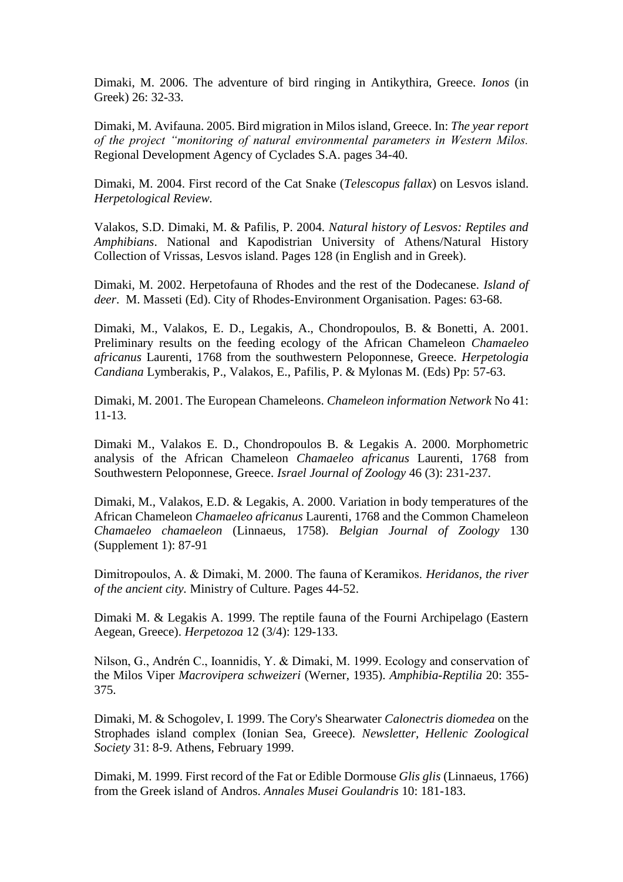Dimaki, M. 2006. The adventure of bird ringing in Antikythira, Greece. *Ionos* (in Greek) 26: 32-33.

Dimaki, M. Avifauna. 2005. Bird migration in Milos island, Greece. In: *The year report of the project "monitoring of natural environmental parameters in Western Milos.* Regional Development Agency of Cyclades S.A. pages 34-40.

Dimaki, M. 2004. First record of the Cat Snake (*Telescopus fallax*) on Lesvos island. *Herpetological Review*.

Valakos, S.D. Dimaki, M. & Pafilis, P. 2004. *Natural history of Lesvos: Reptiles and Amphibians*. National and Kapodistrian University of Athens/Natural History Collection of Vrissas, Lesvos island. Pages 128 (in English and in Greek).

Dimaki, M. 2002. Herpetofauna of Rhodes and the rest of the Dodecanese. *Island of deer*. M. Masseti (Ed). City of Rhodes-Environment Organisation. Pages: 63-68.

Dimaki, M., Valakos, E. D., Legakis, A., Chondropoulos, B. & Bonetti, A. 2001. Preliminary results on the feeding ecology of the African Chameleon *Chamaeleo africanus* Laurenti, 1768 from the southwestern Peloponnese, Greece. *Herpetologia Candiana* Lymberakis, P., Valakos, E., Pafilis, P. & Mylonas M. (Eds) Pp: 57-63.

Dimaki, M. 2001. The European Chameleons. *Chameleon information Network* No 41: 11-13.

Dimaki M., Valakos E. D., Chondropoulos B. & Legakis A. 2000. Morphometric analysis of the African Chameleon *Chamaeleo africanus* Laurenti, 1768 from Southwestern Peloponnese, Greece. *Israel Journal of Zoology* 46 (3): 231-237.

Dimaki, M., Valakos, E.D. & Legakis, A. 2000. Variation in body temperatures of the African Chameleon *Chamaeleo africanus* Laurenti, 1768 and the Common Chameleon *Chamaeleo chamaeleon* (Linnaeus, 1758). *Belgian Journal of Zoology* 130 (Supplement 1): 87-91

Dimitropoulos, A. & Dimaki, M. 2000. The fauna of Keramikos. *Heridanos, the river of the ancient city.* Ministry of Culture. Pages 44-52.

Dimaki M. & Legakis A. 1999. The reptile fauna of the Fourni Archipelago (Eastern Aegean, Greece). *Herpetozoa* 12 (3/4): 129-133.

Nilson, G., Andrén C., Ioannidis, Y. & Dimaki, M. 1999. Ecology and conservation of the Milos Viper *Macrovipera schweizeri* (Werner, 1935). *Amphibia-Reptilia* 20: 355-375.

Dimaki, M. & Schogolev, I. 1999. The Cory's Shearwater *Calonectris diomedea* on the Strophades island complex (Ionian Sea, Greece). *Newsletter, Hellenic Zoological Society* 31: 8-9. Athens, February 1999.

Dimaki, M. 1999. First record of the Fat or Edible Dormouse *Glis glis* (Linnaeus, 1766) from the Greek island of Andros. *Annales Musei Goulandris* 10: 181-183.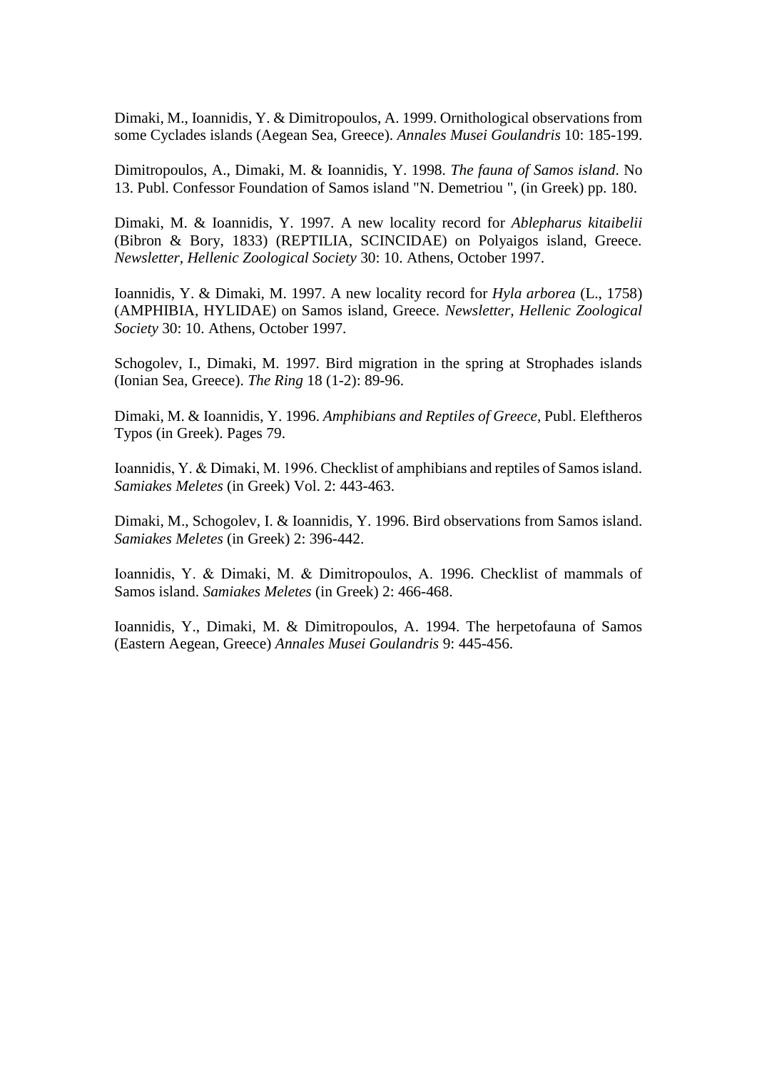Dimaki, M., Ioannidis, Y. & Dimitropoulos, A. 1999. Ornithological observations from some Cyclades islands (Aegean Sea, Greece). *Annales Musei Goulandris* 10: 185-199.

Dimitropoulos, A., Dimaki, M. & Ioannidis, Y. 1998. *The fauna of Samos island*. No 13. Publ. Confessor Foundation of Samos island "N. Demetriou ", (in Greek) pp. 180.

Dimaki, M. & Ioannidis, Y. 1997. A new locality record for *Ablepharus kitaibelii* (Bibron & Bory, 1833) (REPTILIA, SCINCIDAE) on Polyaigos island, Greece. *Newsletter, Hellenic Zoological Society* 30: 10. Athens, October 1997.

Ioannidis, Y. & Dimaki, M. 1997. A new locality record for *Hyla arborea* (L., 1758) (AMPHIBIA, HYLIDAE) on Samos island, Greece. *Newsletter, Hellenic Zoological Society* 30: 10. Athens, October 1997.

Schogolev, I., Dimaki, M. 1997. Bird migration in the spring at Strophades islands (Ionian Sea, Greece). *The Ring* 18 (1-2): 89-96.

Dimaki, M. & Ioannidis, Y. 1996. *Amphibians and Reptiles of Greece*, Publ. Eleftheros Typos (in Greek). Pages 79.

Ioannidis, Y. & Dimaki, M. 1996. Checklist of amphibians and reptiles of Samos island. *Samiakes Meletes* (in Greek) Vol. 2: 443-463.

Dimaki, M., Schogolev, I. & Ioannidis, Y. 1996. Bird observations from Samos island. *Samiakes Meletes* (in Greek) 2: 396-442.

Ioannidis, Y. & Dimaki, M. & Dimitropoulos, A. 1996. Checklist of mammals of Samos island. *Samiakes Meletes* (in Greek) 2: 466-468.

Ioannidis, Y., Dimaki, M. & Dimitropoulos, A. 1994. The herpetofauna of Samos (Eastern Aegean, Greece) *Annales Musei Goulandris* 9: 445-456.